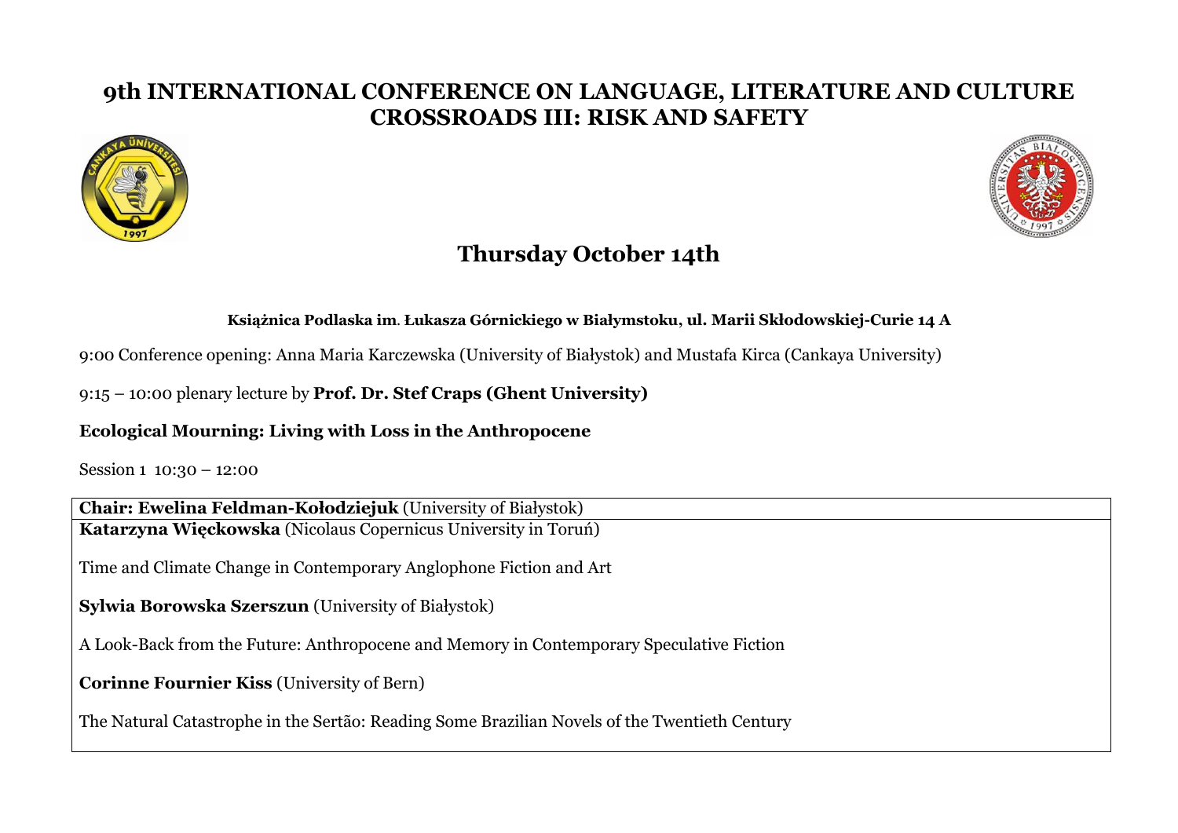# 9th INTERNATIONAL CONFERENCE ON LANGUAGE, LITERATURE AND CULTURE CROSSROADS III: RISK AND SAFETY

## Thursday October 14th

**Książnica Podlaska im. Łukasza Górnickiego w Białymstoku, ul. Marii Skłodowskiej-Curie 14 A**

9:00 Conference opening: Anna Maria Karczewska (University of Białystok) and Mustafa Kirca (Cankaya University)

9:15 – 10:00 plenary lecture by **Prof. Dr. Stef Craps (Ghent University)**

**Ecological Mourning: Living with Loss in the Anthropocene**

Session 1 10:30 – 12:00

**Chair: Ewelina Feldman-Kołodziejuk** (University of Białystok)

**Katarzyna Więckowska** (Nicolaus Copernicus University in Toruń)

Time and Climate Change in Contemporary Anglophone Fiction and Art

**Sylwia Borowska Szerszun** (University of Białystok)

A Look-Back from the Future: Anthropocene and Memory in Contemporary Speculative Fiction

**Corinne Fournier Kiss** (University of Bern)

The Natural Catastrophe in the Sertão: Reading Some Brazilian Novels of the Twentieth Century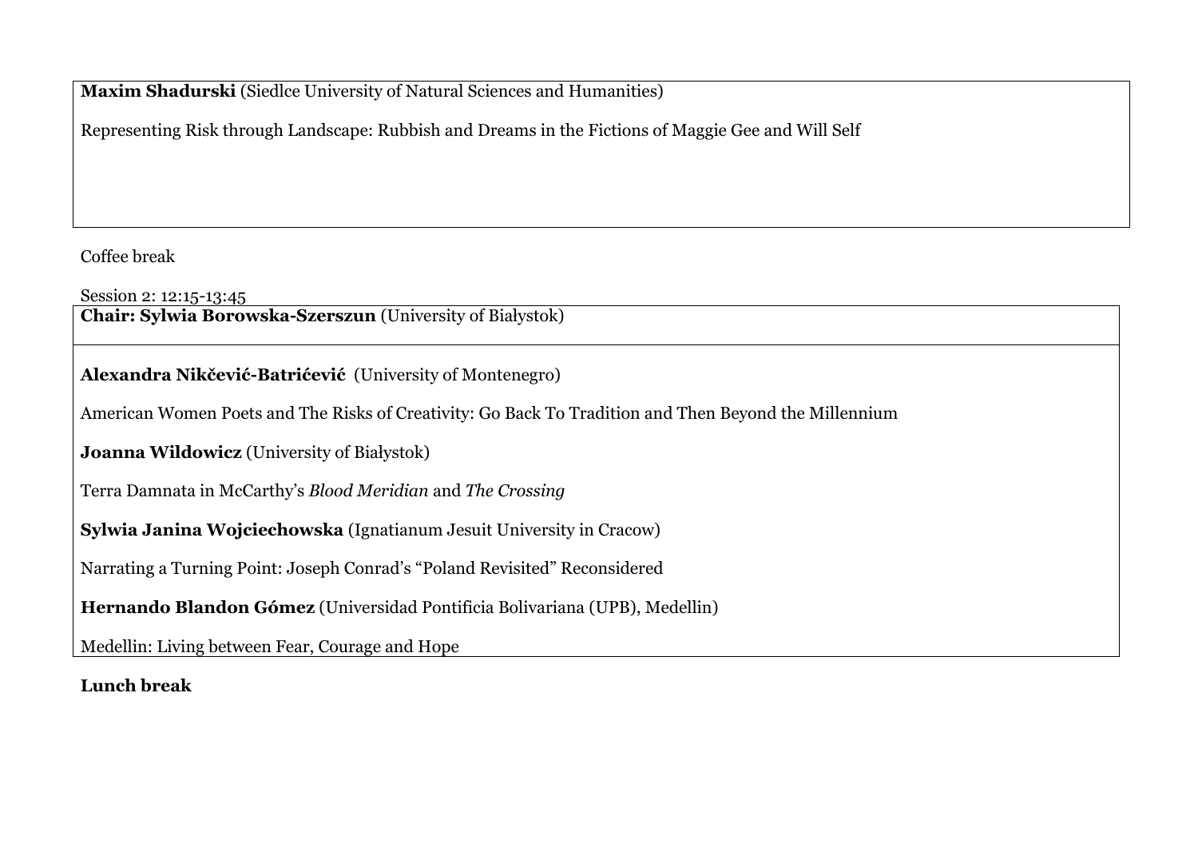**Maxim Shadurski** (Siedlce University of Natural Sciences and Humanities)

Representing Risk through Landscape: Rubbish and Dreams in the Fictions of Maggie Gee and Will Self

Coffee break

Session 2: 12:15-13:45

**Chair: Sylwia Borowska-Szerszun** (University of Białystok)

**Alexandra Nikčević-Batrićević** (University of Montenegro)

American Women Poets and The Risks of Creativity: Go Back To Tradition and Then Beyond the Millennium

**Joanna Wildowicz** (University of Białystok)

Terra Damnata in McCarthy's *Blood Meridian* and *The Crossing*

**Sylwia Janina Wojciechowska** (Ignatianum Jesuit University in Cracow)

Narrating a Turning Point: Joseph Conrad's "Poland Revisited" Reconsidered

**Hernando Blandon Gómez** (Universidad Pontificia Bolivariana (UPB), Medellin)

Medellin: Living between Fear, Courage and Hope

**Lunch break**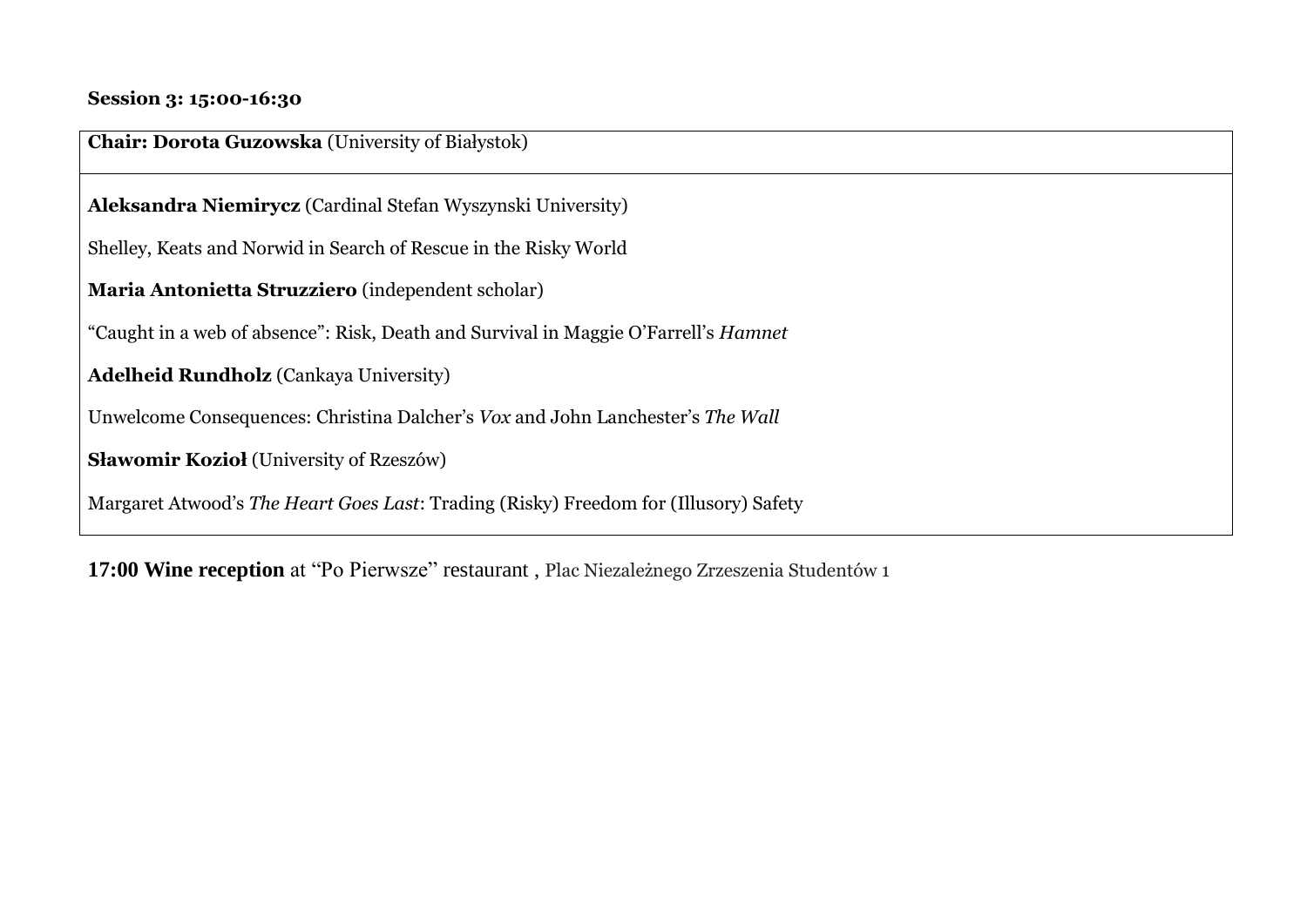**Session 3: 15:00-16:30**

**Chair: Dorota Guzowska** (University of Białystok)

**Aleksandra Niemirycz** (Cardinal Stefan Wyszynski University)

Shelley, Keats and Norwid in Search of Rescue in the Risky World

**Maria Antonietta Struzziero** (independent scholar)

"Caught in a web of absence": Risk, Death and Survival in Maggie O'Farrell's *Hamnet*

**Adelheid Rundholz** (Cankaya University)

Unwelcome Consequences: Christina Dalcher's *Vox* and John Lanchester's *The Wall*

**Sławomir Kozioł** (University of Rzeszów)

Margaret Atwood's *The Heart Goes Last*: Trading (Risky) Freedom for (Illusory) Safety

**17:00 Wine reception** at "Po Pierwsze" restaurant , Plac Niezależnego Zrzeszenia Studentów 1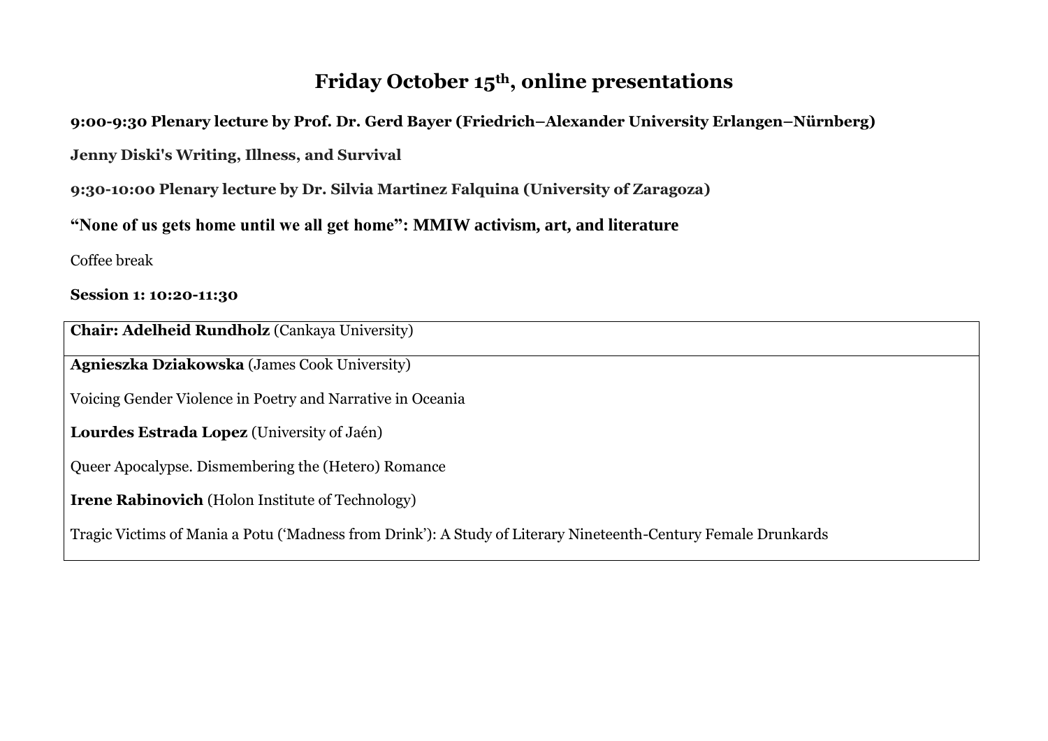# Friday October 15th, online presentations

**9:00-9:30 Plenary lecture by Prof. Dr. Gerd Bayer (Friedrich–Alexander University Erlangen–Nürnberg)**

**Jenny Diski's Writing, Illness, and Survival**

**9:30-10:00 Plenary lecture by Dr. Silvia Martinez Falquina (University of Zaragoza)**

**"None of us gets home until we all get home": MMIW activism, art, and literature**

Coffee break

**Session 1: 10:20-11:30**

| **Chair: Adelheid Rundholz** (Cankaya University) |
| --- |
| **Agnieszka Dziakowska** (James Cook University)<br><br>Voicing Gender Violence in Poetry and Narrative in Oceania<br><br>**Lourdes Estrada Lopez** (University of Jaén)<br><br>Queer Apocalypse. Dismembering the (Hetero) Romance<br><br>**Irene Rabinovich** (Holon Institute of Technology)<br><br>Tragic Victims of Mania a Potu ('Madness from Drink'): A Study of Literary Nineteenth-Century Female Drunkards |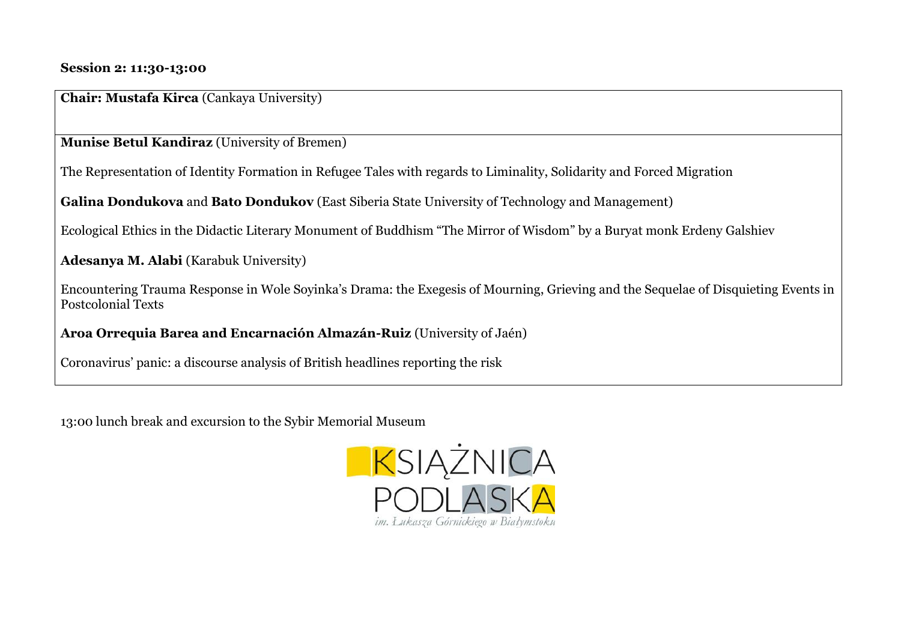**Session 2: 11:30-13:00**

**Chair: Mustafa Kirca** (Cankaya University)

**Munise Betul Kandiraz** (University of Bremen)

The Representation of Identity Formation in Refugee Tales with regards to Liminality, Solidarity and Forced Migration

**Galina Dondukova** and **Bato Dondukov** (East Siberia State University of Technology and Management)

Ecological Ethics in the Didactic Literary Monument of Buddhism "The Mirror of Wisdom" by a Buryat monk Erdeny Galshiev

**Adesanya M. Alabi** (Karabuk University)

Encountering Trauma Response in Wole Soyinka's Drama: the Exegesis of Mourning, Grieving and the Sequelae of Disquieting Events in Postcolonial Texts

**Aroa Orrequia Barea and Encarnación Almazán-Ruiz** (University of Jaén)

Coronavirus' panic: a discourse analysis of British headlines reporting the risk

13:00 lunch break and excursion to the Sybir Memorial Museum

KSIĄŻNICA PODLASKA

im. Łukasza Górnickiego w Białymstoku